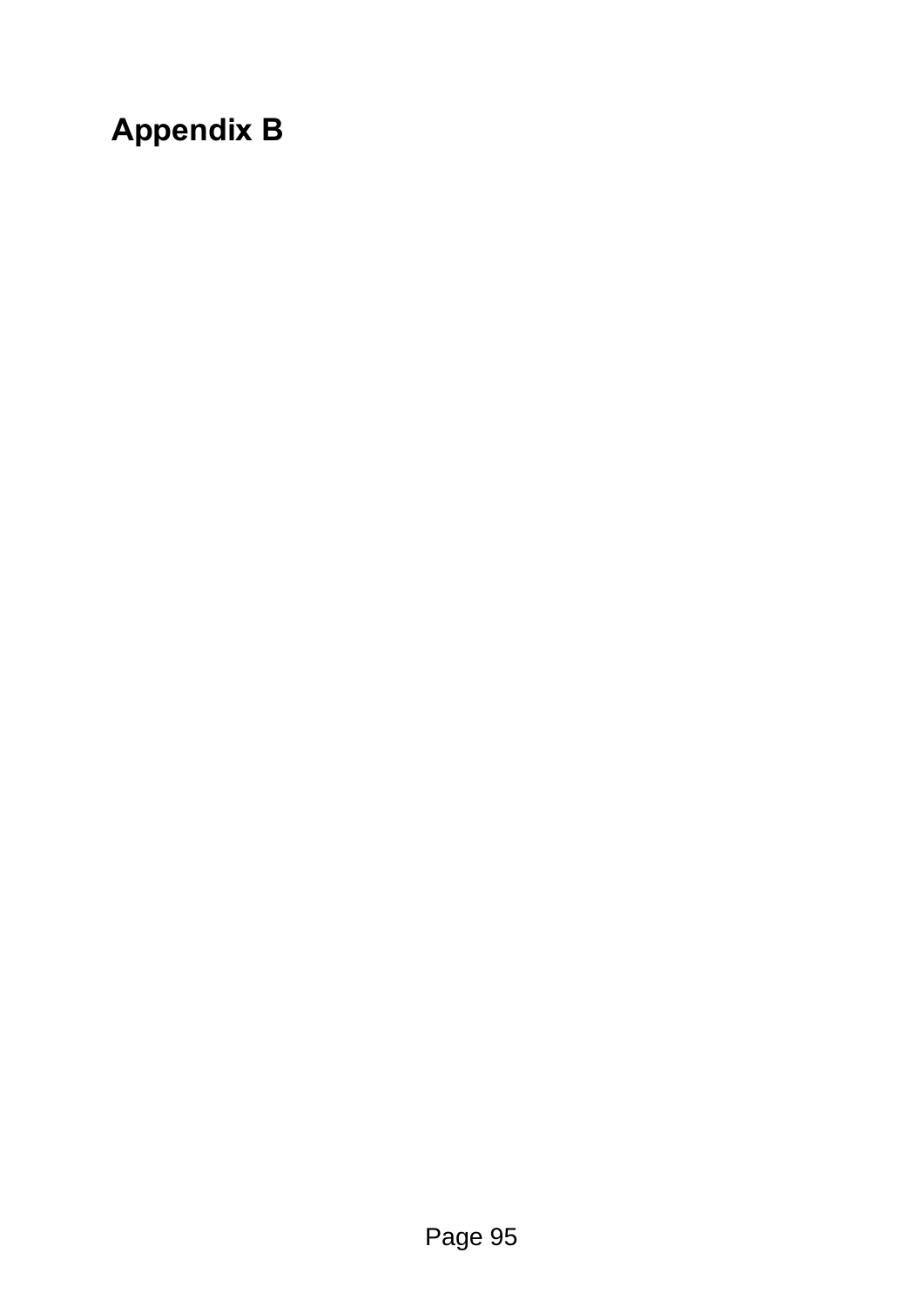# Appendix B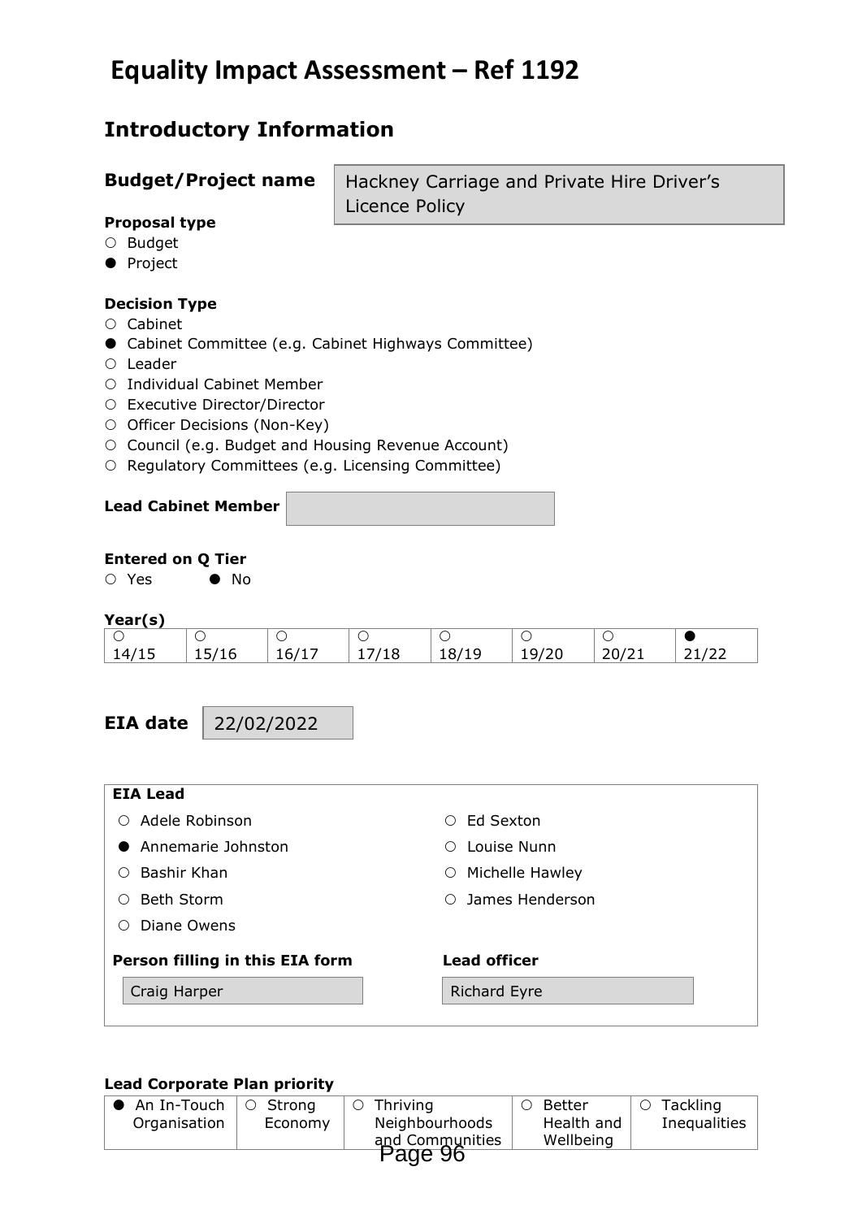# Equality Impact Assessment – Ref 1192

## Introductory Information

**Budget/Project name**: Hackney Carriage and Private Hire Driver's Licence Policy

**Proposal type**

- ○ Budget
- ● Project

**Decision Type**

- ○ Cabinet
- ● Cabinet Committee (e.g. Cabinet Highways Committee)
- ○ Leader
- ○ Individual Cabinet Member
- ○ Executive Director/Director
- ○ Officer Decisions (Non-Key)
- ○ Council (e.g. Budget and Housing Revenue Account)
- ○ Regulatory Committees (e.g. Licensing Committee)

**Lead Cabinet Member**

**Entered on Q Tier**

○ Yes ● No

**Year(s)**

| ○ 14/15 | ○ 15/16 | ○ 16/17 | ○ 17/18 | ○ 18/19 | ○ 19/20 | ○ 20/21 | ● 21/22 |
|---|---|---|---|---|---|---|---|

**EIA date** 22/02/2022

**EIA Lead**

- ○ Adele Robinson
- ● Annemarie Johnston
- ○ Bashir Khan
- ○ Beth Storm
- ○ Diane Owens
- ○ Ed Sexton
- ○ Louise Nunn
- ○ Michelle Hawley
- ○ James Henderson

**Person filling in this EIA form**: Craig Harper

**Lead officer**: Richard Eyre

**Lead Corporate Plan priority**

| ● An In-Touch Organisation | ○ Strong Economy | ○ Thriving Neighbourhoods and Communities | ○ Better Health and Wellbeing | ○ Tackling Inequalities |
|---|---|---|---|---|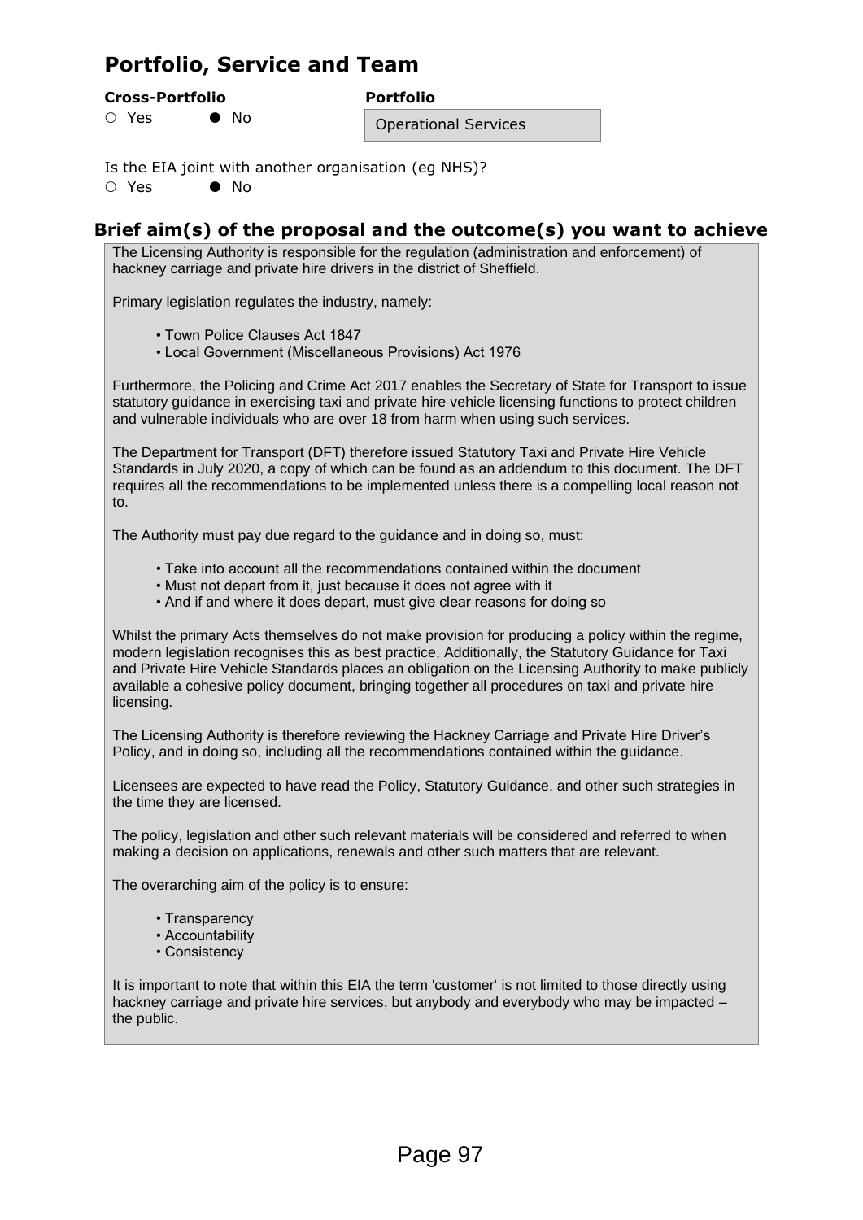# Portfolio, Service and Team

**Cross-Portfolio**

○ Yes ● No

**Portfolio**

Operational Services

Is the EIA joint with another organisation (eg NHS)?

○ Yes ● No

## Brief aim(s) of the proposal and the outcome(s) you want to achieve

The Licensing Authority is responsible for the regulation (administration and enforcement) of hackney carriage and private hire drivers in the district of Sheffield.

Primary legislation regulates the industry, namely:

- Town Police Clauses Act 1847
- Local Government (Miscellaneous Provisions) Act 1976

Furthermore, the Policing and Crime Act 2017 enables the Secretary of State for Transport to issue statutory guidance in exercising taxi and private hire vehicle licensing functions to protect children and vulnerable individuals who are over 18 from harm when using such services.

The Department for Transport (DFT) therefore issued Statutory Taxi and Private Hire Vehicle Standards in July 2020, a copy of which can be found as an addendum to this document. The DFT requires all the recommendations to be implemented unless there is a compelling local reason not to.

The Authority must pay due regard to the guidance and in doing so, must:

- Take into account all the recommendations contained within the document
- Must not depart from it, just because it does not agree with it
- And if and where it does depart, must give clear reasons for doing so

Whilst the primary Acts themselves do not make provision for producing a policy within the regime, modern legislation recognises this as best practice, Additionally, the Statutory Guidance for Taxi and Private Hire Vehicle Standards places an obligation on the Licensing Authority to make publicly available a cohesive policy document, bringing together all procedures on taxi and private hire licensing.

The Licensing Authority is therefore reviewing the Hackney Carriage and Private Hire Driver's Policy, and in doing so, including all the recommendations contained within the guidance.

Licensees are expected to have read the Policy, Statutory Guidance, and other such strategies in the time they are licensed.

The policy, legislation and other such relevant materials will be considered and referred to when making a decision on applications, renewals and other such matters that are relevant.

The overarching aim of the policy is to ensure:

- Transparency
- Accountability
- Consistency

It is important to note that within this EIA the term 'customer' is not limited to those directly using hackney carriage and private hire services, but anybody and everybody who may be impacted – the public.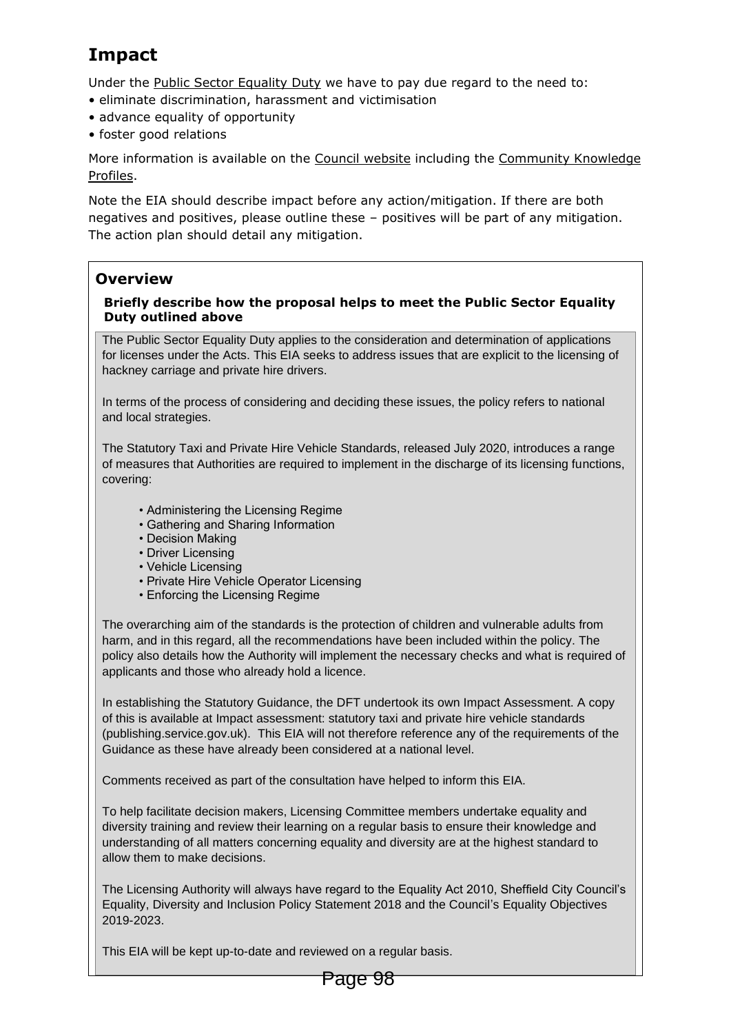# Impact

Under the Public Sector Equality Duty we have to pay due regard to the need to:

- eliminate discrimination, harassment and victimisation
- advance equality of opportunity
- foster good relations

More information is available on the Council website including the Community Knowledge Profiles.

Note the EIA should describe impact before any action/mitigation. If there are both negatives and positives, please outline these – positives will be part of any mitigation. The action plan should detail any mitigation.

## Overview

**Briefly describe how the proposal helps to meet the Public Sector Equality Duty outlined above**

The Public Sector Equality Duty applies to the consideration and determination of applications for licenses under the Acts. This EIA seeks to address issues that are explicit to the licensing of hackney carriage and private hire drivers.

In terms of the process of considering and deciding these issues, the policy refers to national and local strategies.

The Statutory Taxi and Private Hire Vehicle Standards, released July 2020, introduces a range of measures that Authorities are required to implement in the discharge of its licensing functions, covering:

- Administering the Licensing Regime
- Gathering and Sharing Information
- Decision Making
- Driver Licensing
- Vehicle Licensing
- Private Hire Vehicle Operator Licensing
- Enforcing the Licensing Regime

The overarching aim of the standards is the protection of children and vulnerable adults from harm, and in this regard, all the recommendations have been included within the policy. The policy also details how the Authority will implement the necessary checks and what is required of applicants and those who already hold a licence.

In establishing the Statutory Guidance, the DFT undertook its own Impact Assessment. A copy of this is available at Impact assessment: statutory taxi and private hire vehicle standards (publishing.service.gov.uk). This EIA will not therefore reference any of the requirements of the Guidance as these have already been considered at a national level.

Comments received as part of the consultation have helped to inform this EIA.

To help facilitate decision makers, Licensing Committee members undertake equality and diversity training and review their learning on a regular basis to ensure their knowledge and understanding of all matters concerning equality and diversity are at the highest standard to allow them to make decisions.

The Licensing Authority will always have regard to the Equality Act 2010, Sheffield City Council's Equality, Diversity and Inclusion Policy Statement 2018 and the Council's Equality Objectives 2019-2023.

This EIA will be kept up-to-date and reviewed on a regular basis.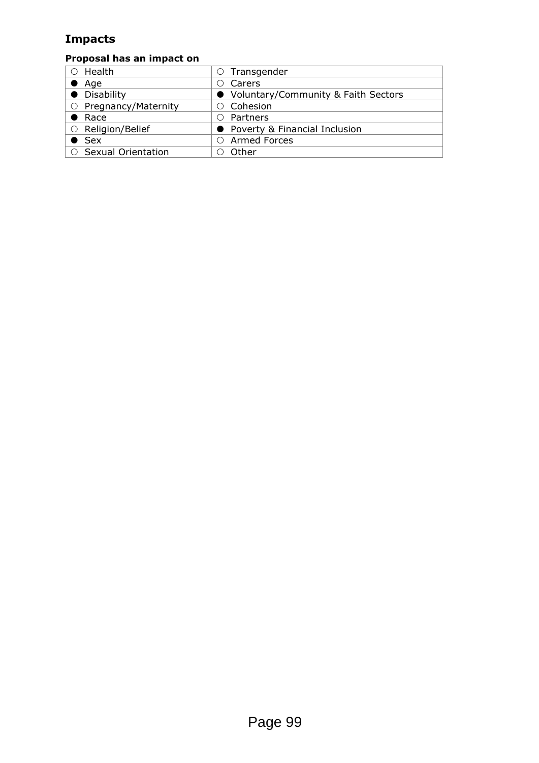## Impacts

**Proposal has an impact on**

| | |
|---|---|
| ○ Health | ○ Transgender |
| ● Age | ○ Carers |
| ● Disability | ● Voluntary/Community & Faith Sectors |
| ○ Pregnancy/Maternity | ○ Cohesion |
| ● Race | ○ Partners |
| ○ Religion/Belief | ● Poverty & Financial Inclusion |
| ● Sex | ○ Armed Forces |
| ○ Sexual Orientation | ○ Other |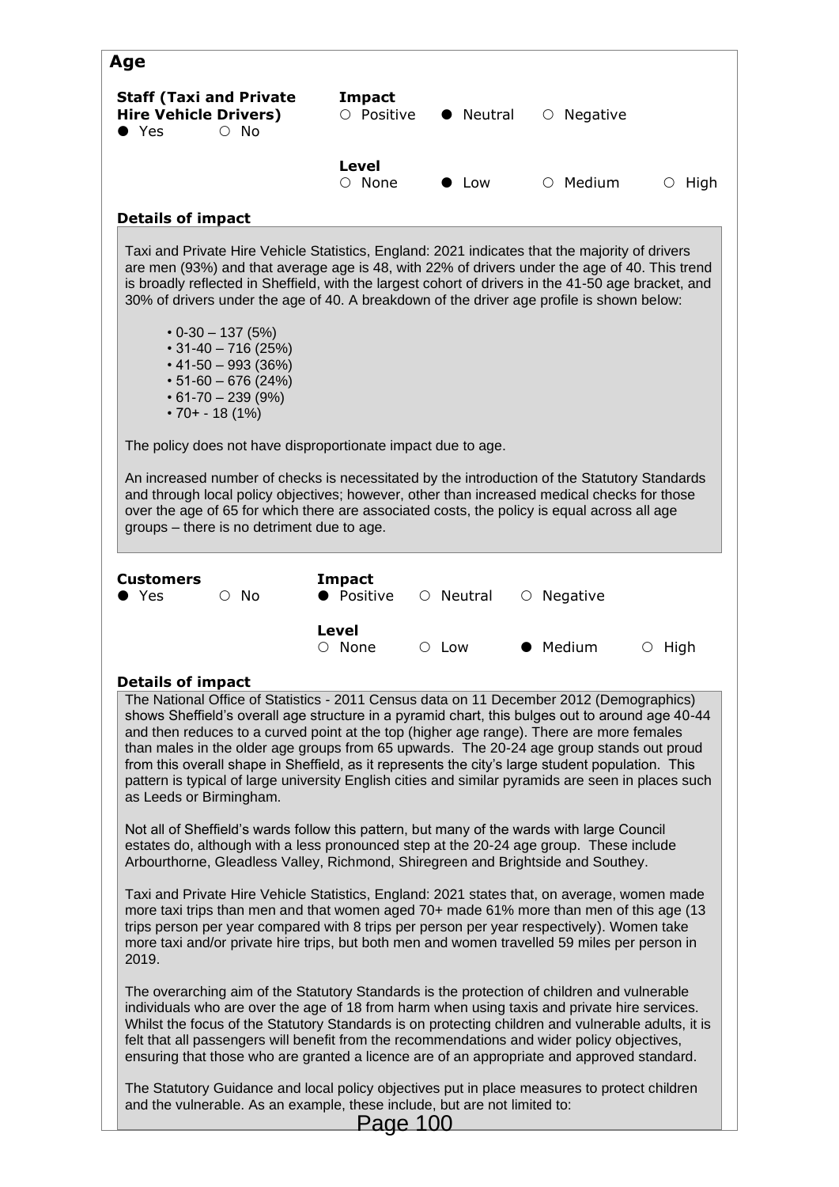## Age

**Staff (Taxi and Private Hire Vehicle Drivers)**
● Yes ○ No

**Impact**
○ Positive ● Neutral ○ Negative

**Level**
○ None ● Low ○ Medium ○ High

**Details of impact**

Taxi and Private Hire Vehicle Statistics, England: 2021 indicates that the majority of drivers are men (93%) and that average age is 48, with 22% of drivers under the age of 40. This trend is broadly reflected in Sheffield, with the largest cohort of drivers in the 41-50 age bracket, and 30% of drivers under the age of 40. A breakdown of the driver age profile is shown below:

- 0-30 – 137 (5%)
- 31-40 – 716 (25%)
- 41-50 – 993 (36%)
- 51-60 – 676 (24%)
- 61-70 – 239 (9%)
- 70+ - 18 (1%)

The policy does not have disproportionate impact due to age.

An increased number of checks is necessitated by the introduction of the Statutory Standards and through local policy objectives; however, other than increased medical checks for those over the age of 65 for which there are associated costs, the policy is equal across all age groups – there is no detriment due to age.

**Customers**
● Yes ○ No

**Impact**
● Positive ○ Neutral ○ Negative

**Level**
○ None ○ Low ● Medium ○ High

**Details of impact**

The National Office of Statistics - 2011 Census data on 11 December 2012 (Demographics) shows Sheffield's overall age structure in a pyramid chart, this bulges out to around age 40-44 and then reduces to a curved point at the top (higher age range). There are more females than males in the older age groups from 65 upwards. The 20-24 age group stands out proud from this overall shape in Sheffield, as it represents the city's large student population. This pattern is typical of large university English cities and similar pyramids are seen in places such as Leeds or Birmingham.

Not all of Sheffield's wards follow this pattern, but many of the wards with large Council estates do, although with a less pronounced step at the 20-24 age group. These include Arbourthorne, Gleadless Valley, Richmond, Shiregreen and Brightside and Southey.

Taxi and Private Hire Vehicle Statistics, England: 2021 states that, on average, women made more taxi trips than men and that women aged 70+ made 61% more than men of this age (13 trips person per year compared with 8 trips per person per year respectively). Women take more taxi and/or private hire trips, but both men and women travelled 59 miles per person in 2019.

The overarching aim of the Statutory Standards is the protection of children and vulnerable individuals who are over the age of 18 from harm when using taxis and private hire services. Whilst the focus of the Statutory Standards is on protecting children and vulnerable adults, it is felt that all passengers will benefit from the recommendations and wider policy objectives, ensuring that those who are granted a licence are of an appropriate and approved standard.

The Statutory Guidance and local policy objectives put in place measures to protect children and the vulnerable. As an example, these include, but are not limited to: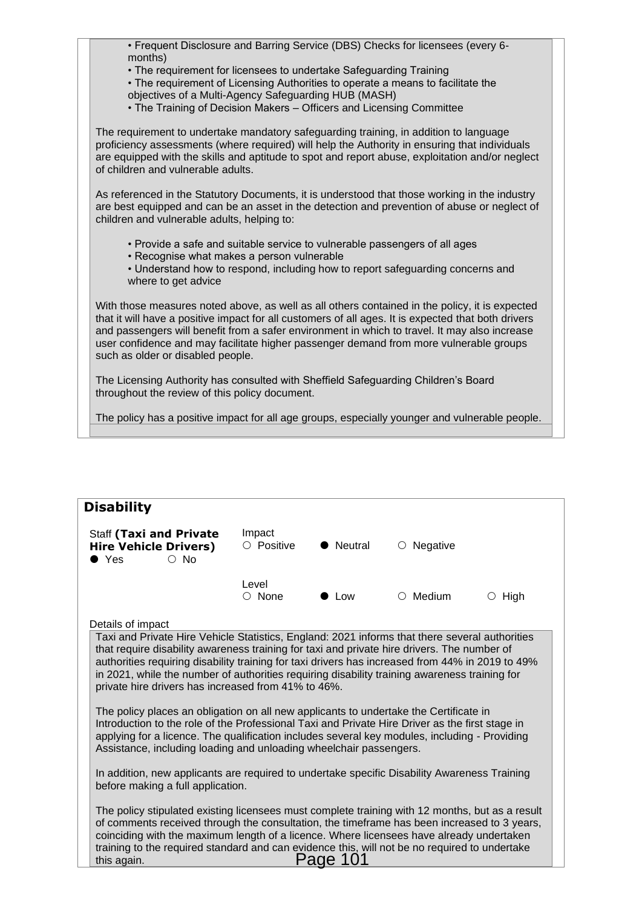- Frequent Disclosure and Barring Service (DBS) Checks for licensees (every 6-months)
- The requirement for licensees to undertake Safeguarding Training
- The requirement of Licensing Authorities to operate a means to facilitate the objectives of a Multi-Agency Safeguarding HUB (MASH)
- The Training of Decision Makers – Officers and Licensing Committee

The requirement to undertake mandatory safeguarding training, in addition to language proficiency assessments (where required) will help the Authority in ensuring that individuals are equipped with the skills and aptitude to spot and report abuse, exploitation and/or neglect of children and vulnerable adults.

As referenced in the Statutory Documents, it is understood that those working in the industry are best equipped and can be an asset in the detection and prevention of abuse or neglect of children and vulnerable adults, helping to:

- Provide a safe and suitable service to vulnerable passengers of all ages
- Recognise what makes a person vulnerable
- Understand how to respond, including how to report safeguarding concerns and where to get advice

With those measures noted above, as well as all others contained in the policy, it is expected that it will have a positive impact for all customers of all ages. It is expected that both drivers and passengers will benefit from a safer environment in which to travel. It may also increase user confidence and may facilitate higher passenger demand from more vulnerable groups such as older or disabled people.

The Licensing Authority has consulted with Sheffield Safeguarding Children's Board throughout the review of this policy document.

The policy has a positive impact for all age groups, especially younger and vulnerable people.

## Disability

Staff **(Taxi and Private Hire Vehicle Drivers)**
● Yes ○ No

Impact
○ Positive ● Neutral ○ Negative

Level
○ None ● Low ○ Medium ○ High

Details of impact

Taxi and Private Hire Vehicle Statistics, England: 2021 informs that there several authorities that require disability awareness training for taxi and private hire drivers. The number of authorities requiring disability training for taxi drivers has increased from 44% in 2019 to 49% in 2021, while the number of authorities requiring disability training awareness training for private hire drivers has increased from 41% to 46%.

The policy places an obligation on all new applicants to undertake the Certificate in Introduction to the role of the Professional Taxi and Private Hire Driver as the first stage in applying for a licence. The qualification includes several key modules, including - Providing Assistance, including loading and unloading wheelchair passengers.

In addition, new applicants are required to undertake specific Disability Awareness Training before making a full application.

The policy stipulated existing licensees must complete training with 12 months, but as a result of comments received through the consultation, the timeframe has been increased to 3 years, coinciding with the maximum length of a licence. Where licensees have already undertaken training to the required standard and can evidence this, will not be no required to undertake this again.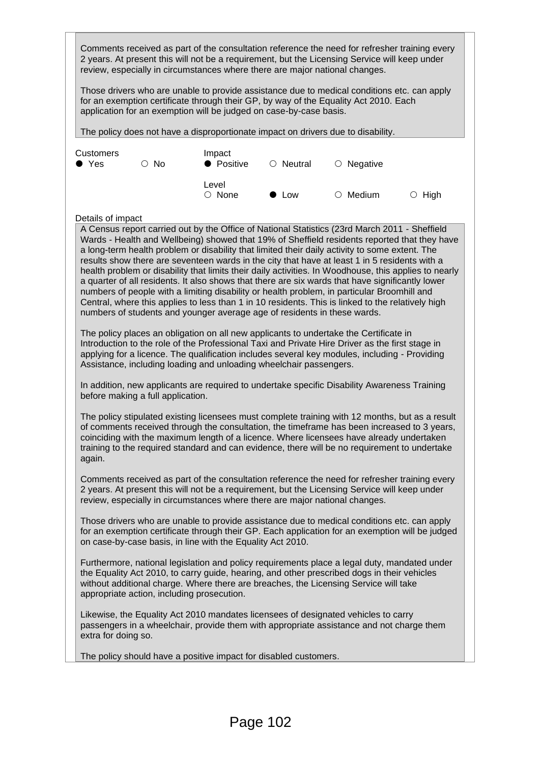Comments received as part of the consultation reference the need for refresher training every 2 years. At present this will not be a requirement, but the Licensing Service will keep under review, especially in circumstances where there are major national changes.

Those drivers who are unable to provide assistance due to medical conditions etc. can apply for an exemption certificate through their GP, by way of the Equality Act 2010. Each application for an exemption will be judged on case-by-case basis.

The policy does not have a disproportionate impact on drivers due to disability.

Customers
● Yes ○ No

Impact
● Positive ○ Neutral ○ Negative

Level
○ None ● Low ○ Medium ○ High

Details of impact

A Census report carried out by the Office of National Statistics (23rd March 2011 - Sheffield Wards - Health and Wellbeing) showed that 19% of Sheffield residents reported that they have a long-term health problem or disability that limited their daily activity to some extent. The results show there are seventeen wards in the city that have at least 1 in 5 residents with a health problem or disability that limits their daily activities. In Woodhouse, this applies to nearly a quarter of all residents. It also shows that there are six wards that have significantly lower numbers of people with a limiting disability or health problem, in particular Broomhill and Central, where this applies to less than 1 in 10 residents. This is linked to the relatively high numbers of students and younger average age of residents in these wards.

The policy places an obligation on all new applicants to undertake the Certificate in Introduction to the role of the Professional Taxi and Private Hire Driver as the first stage in applying for a licence. The qualification includes several key modules, including - Providing Assistance, including loading and unloading wheelchair passengers.

In addition, new applicants are required to undertake specific Disability Awareness Training before making a full application.

The policy stipulated existing licensees must complete training with 12 months, but as a result of comments received through the consultation, the timeframe has been increased to 3 years, coinciding with the maximum length of a licence. Where licensees have already undertaken training to the required standard and can evidence, there will be no requirement to undertake again.

Comments received as part of the consultation reference the need for refresher training every 2 years. At present this will not be a requirement, but the Licensing Service will keep under review, especially in circumstances where there are major national changes.

Those drivers who are unable to provide assistance due to medical conditions etc. can apply for an exemption certificate through their GP. Each application for an exemption will be judged on case-by-case basis, in line with the Equality Act 2010.

Furthermore, national legislation and policy requirements place a legal duty, mandated under the Equality Act 2010, to carry guide, hearing, and other prescribed dogs in their vehicles without additional charge. Where there are breaches, the Licensing Service will take appropriate action, including prosecution.

Likewise, the Equality Act 2010 mandates licensees of designated vehicles to carry passengers in a wheelchair, provide them with appropriate assistance and not charge them extra for doing so.

The policy should have a positive impact for disabled customers.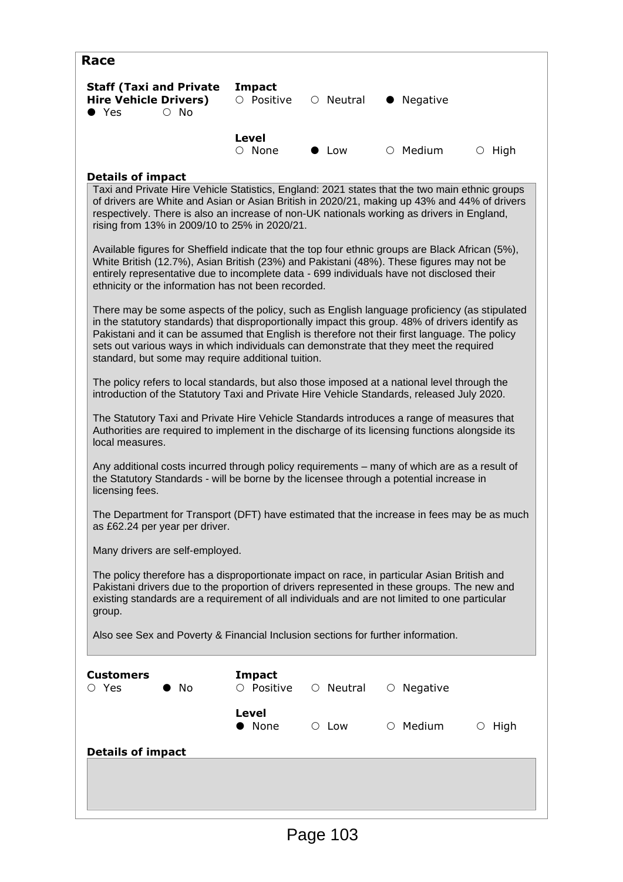## Race

**Staff (Taxi and Private Hire Vehicle Drivers)**
● Yes ○ No

**Impact**
○ Positive ○ Neutral ● Negative

**Level**
○ None ● Low ○ Medium ○ High

**Details of impact**

Taxi and Private Hire Vehicle Statistics, England: 2021 states that the two main ethnic groups of drivers are White and Asian or Asian British in 2020/21, making up 43% and 44% of drivers respectively. There is also an increase of non-UK nationals working as drivers in England, rising from 13% in 2009/10 to 25% in 2020/21.

Available figures for Sheffield indicate that the top four ethnic groups are Black African (5%), White British (12.7%), Asian British (23%) and Pakistani (48%). These figures may not be entirely representative due to incomplete data - 699 individuals have not disclosed their ethnicity or the information has not been recorded.

There may be some aspects of the policy, such as English language proficiency (as stipulated in the statutory standards) that disproportionally impact this group. 48% of drivers identify as Pakistani and it can be assumed that English is therefore not their first language. The policy sets out various ways in which individuals can demonstrate that they meet the required standard, but some may require additional tuition.

The policy refers to local standards, but also those imposed at a national level through the introduction of the Statutory Taxi and Private Hire Vehicle Standards, released July 2020.

The Statutory Taxi and Private Hire Vehicle Standards introduces a range of measures that Authorities are required to implement in the discharge of its licensing functions alongside its local measures.

Any additional costs incurred through policy requirements – many of which are as a result of the Statutory Standards - will be borne by the licensee through a potential increase in licensing fees.

The Department for Transport (DFT) have estimated that the increase in fees may be as much as £62.24 per year per driver.

Many drivers are self-employed.

The policy therefore has a disproportionate impact on race, in particular Asian British and Pakistani drivers due to the proportion of drivers represented in these groups. The new and existing standards are a requirement of all individuals and are not limited to one particular group.

Also see Sex and Poverty & Financial Inclusion sections for further information.

**Customers**
○ Yes ● No

**Impact**
○ Positive ○ Neutral ○ Negative

**Level**
● None ○ Low ○ Medium ○ High

**Details of impact**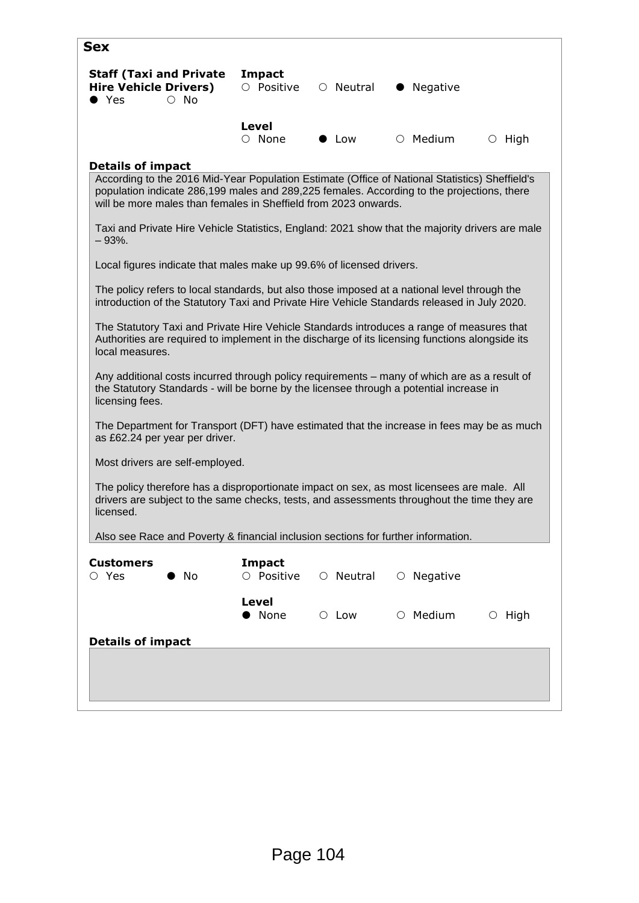## Sex

**Staff (Taxi and Private Hire Vehicle Drivers)**
● Yes ○ No

**Impact**
○ Positive ○ Neutral ● Negative

**Level**
○ None ● Low ○ Medium ○ High

**Details of impact**

According to the 2016 Mid-Year Population Estimate (Office of National Statistics) Sheffield's population indicate 286,199 males and 289,225 females. According to the projections, there will be more males than females in Sheffield from 2023 onwards.

Taxi and Private Hire Vehicle Statistics, England: 2021 show that the majority drivers are male – 93%.

Local figures indicate that males make up 99.6% of licensed drivers.

The policy refers to local standards, but also those imposed at a national level through the introduction of the Statutory Taxi and Private Hire Vehicle Standards released in July 2020.

The Statutory Taxi and Private Hire Vehicle Standards introduces a range of measures that Authorities are required to implement in the discharge of its licensing functions alongside its local measures.

Any additional costs incurred through policy requirements – many of which are as a result of the Statutory Standards - will be borne by the licensee through a potential increase in licensing fees.

The Department for Transport (DFT) have estimated that the increase in fees may be as much as £62.24 per year per driver.

Most drivers are self-employed.

The policy therefore has a disproportionate impact on sex, as most licensees are male. All drivers are subject to the same checks, tests, and assessments throughout the time they are licensed.

Also see Race and Poverty & financial inclusion sections for further information.

**Customers**
○ Yes ● No

**Impact**
○ Positive ○ Neutral ○ Negative

**Level**
● None ○ Low ○ Medium ○ High

**Details of impact**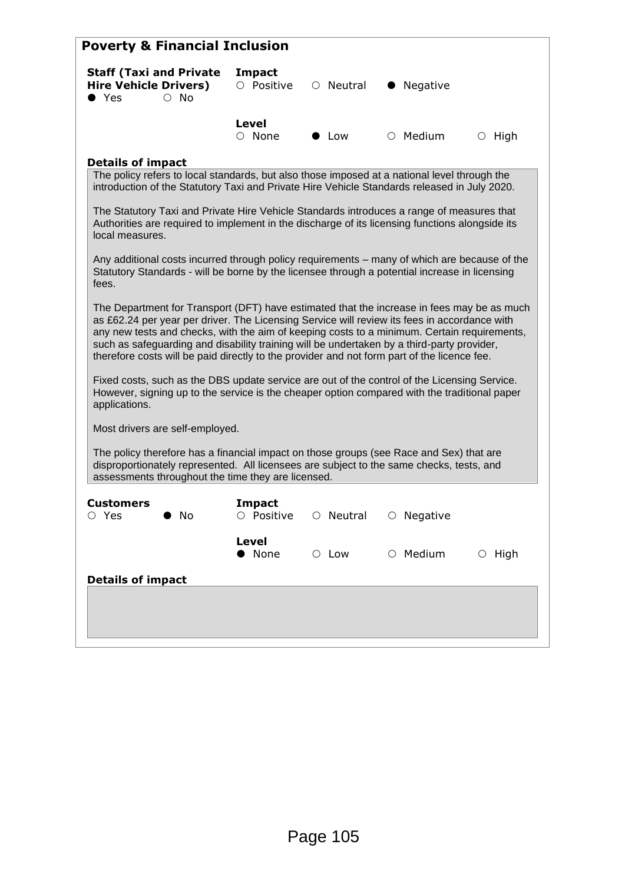## Poverty & Financial Inclusion

**Staff (Taxi and Private Hire Vehicle Drivers)**
● Yes ○ No

**Impact**
○ Positive ○ Neutral ● Negative

**Level**
○ None ● Low ○ Medium ○ High

**Details of impact**

The policy refers to local standards, but also those imposed at a national level through the introduction of the Statutory Taxi and Private Hire Vehicle Standards released in July 2020.

The Statutory Taxi and Private Hire Vehicle Standards introduces a range of measures that Authorities are required to implement in the discharge of its licensing functions alongside its local measures.

Any additional costs incurred through policy requirements – many of which are because of the Statutory Standards - will be borne by the licensee through a potential increase in licensing fees.

The Department for Transport (DFT) have estimated that the increase in fees may be as much as £62.24 per year per driver. The Licensing Service will review its fees in accordance with any new tests and checks, with the aim of keeping costs to a minimum. Certain requirements, such as safeguarding and disability training will be undertaken by a third-party provider, therefore costs will be paid directly to the provider and not form part of the licence fee.

Fixed costs, such as the DBS update service are out of the control of the Licensing Service. However, signing up to the service is the cheaper option compared with the traditional paper applications.

Most drivers are self-employed.

The policy therefore has a financial impact on those groups (see Race and Sex) that are disproportionately represented. All licensees are subject to the same checks, tests, and assessments throughout the time they are licensed.

**Customers**
○ Yes ● No

**Impact**
○ Positive ○ Neutral ○ Negative

**Level**
● None ○ Low ○ Medium ○ High

**Details of impact**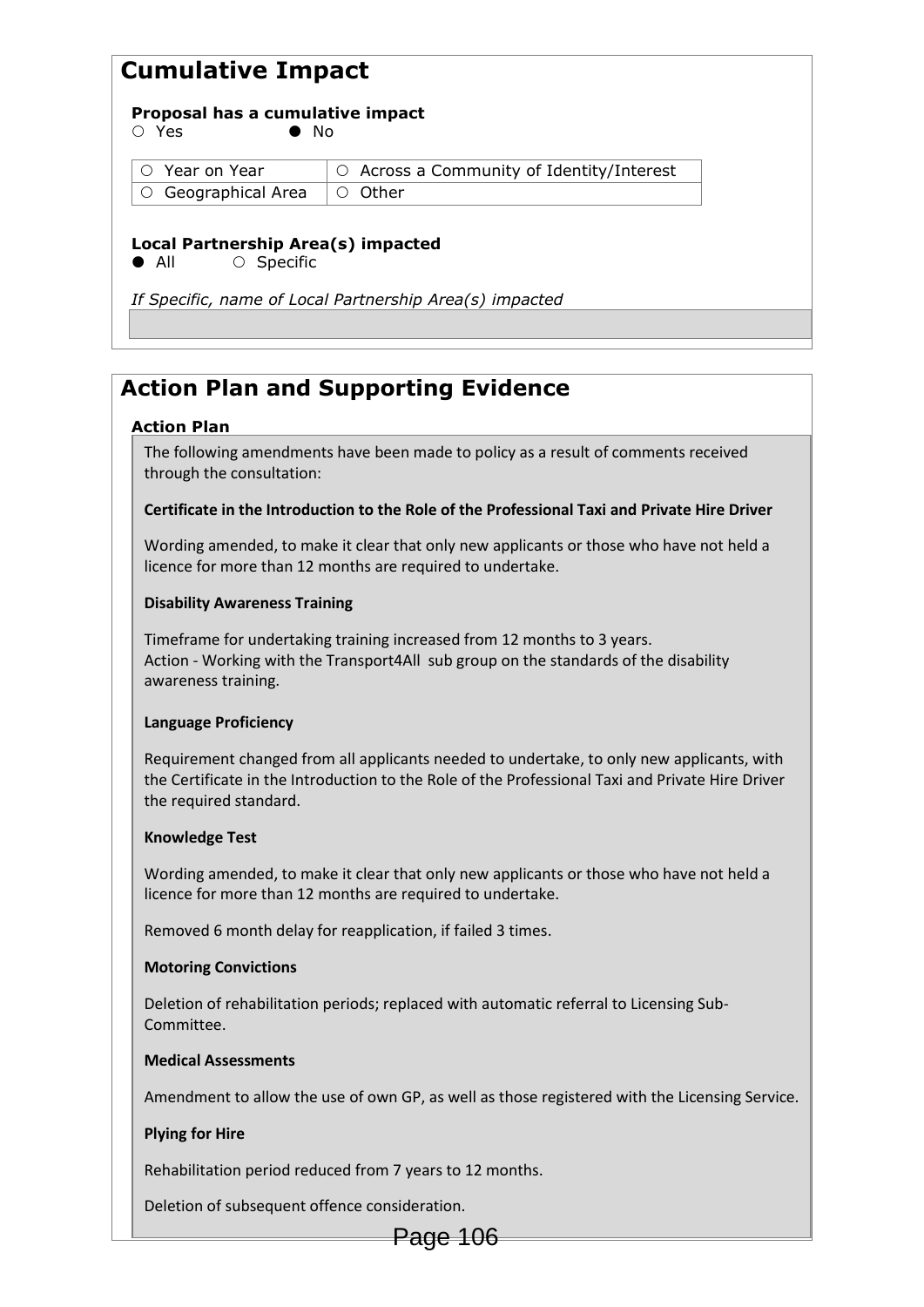## Cumulative Impact

**Proposal has a cumulative impact**

○ Yes ● No

| ○ Year on Year | ○ Across a Community of Identity/Interest |
|---|---|
| ○ Geographical Area | ○ Other |

**Local Partnership Area(s) impacted**

● All ○ Specific

*If Specific, name of Local Partnership Area(s) impacted*

## Action Plan and Supporting Evidence

**Action Plan**

The following amendments have been made to policy as a result of comments received through the consultation:

**Certificate in the Introduction to the Role of the Professional Taxi and Private Hire Driver**

Wording amended, to make it clear that only new applicants or those who have not held a licence for more than 12 months are required to undertake.

**Disability Awareness Training**

Timeframe for undertaking training increased from 12 months to 3 years.
Action - Working with the Transport4All sub group on the standards of the disability awareness training.

**Language Proficiency**

Requirement changed from all applicants needed to undertake, to only new applicants, with the Certificate in the Introduction to the Role of the Professional Taxi and Private Hire Driver the required standard.

**Knowledge Test**

Wording amended, to make it clear that only new applicants or those who have not held a licence for more than 12 months are required to undertake.

Removed 6 month delay for reapplication, if failed 3 times.

**Motoring Convictions**

Deletion of rehabilitation periods; replaced with automatic referral to Licensing Sub-Committee.

**Medical Assessments**

Amendment to allow the use of own GP, as well as those registered with the Licensing Service.

**Plying for Hire**

Rehabilitation period reduced from 7 years to 12 months.

Deletion of subsequent offence consideration.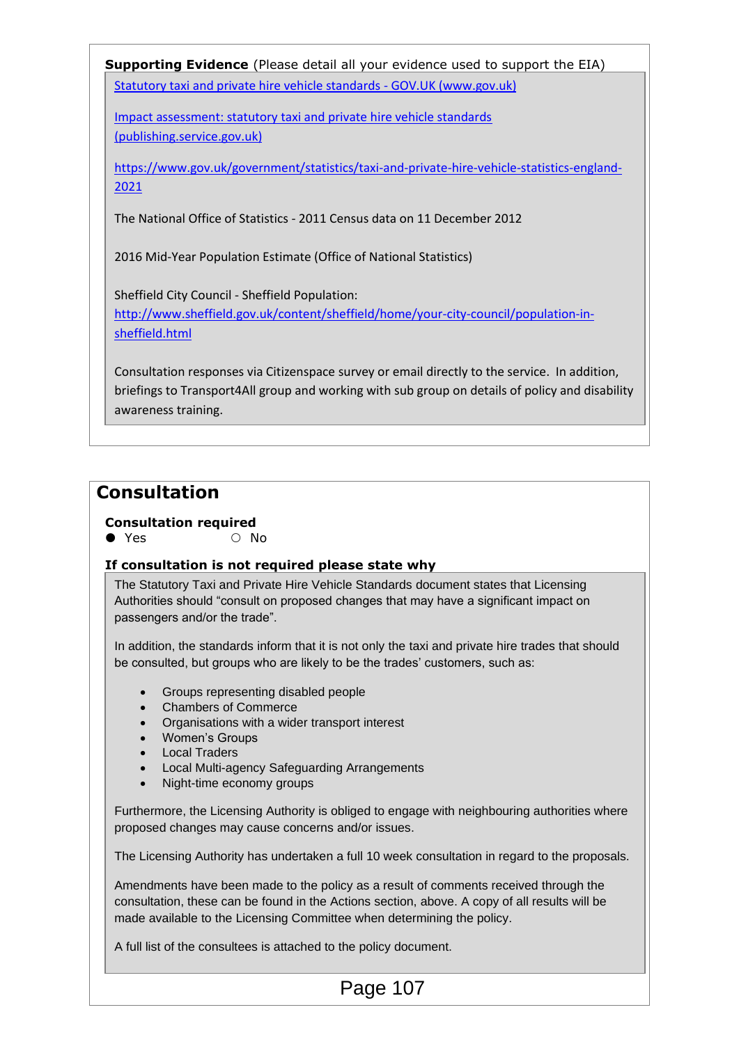**Supporting Evidence** (Please detail all your evidence used to support the EIA)

[Statutory taxi and private hire vehicle standards - GOV.UK (www.gov.uk)](#)

[Impact assessment: statutory taxi and private hire vehicle standards (publishing.service.gov.uk)](#)

https://www.gov.uk/government/statistics/taxi-and-private-hire-vehicle-statistics-england-2021

The National Office of Statistics - 2011 Census data on 11 December 2012

2016 Mid-Year Population Estimate (Office of National Statistics)

Sheffield City Council - Sheffield Population:
http://www.sheffield.gov.uk/content/sheffield/home/your-city-council/population-in-sheffield.html

Consultation responses via Citizenspace survey or email directly to the service. In addition, briefings to Transport4All group and working with sub group on details of policy and disability awareness training.

## Consultation

**Consultation required**

● Yes ○ No

**If consultation is not required please state why**

The Statutory Taxi and Private Hire Vehicle Standards document states that Licensing Authorities should "consult on proposed changes that may have a significant impact on passengers and/or the trade".

In addition, the standards inform that it is not only the taxi and private hire trades that should be consulted, but groups who are likely to be the trades' customers, such as:

- Groups representing disabled people
- Chambers of Commerce
- Organisations with a wider transport interest
- Women's Groups
- Local Traders
- Local Multi-agency Safeguarding Arrangements
- Night-time economy groups

Furthermore, the Licensing Authority is obliged to engage with neighbouring authorities where proposed changes may cause concerns and/or issues.

The Licensing Authority has undertaken a full 10 week consultation in regard to the proposals.

Amendments have been made to the policy as a result of comments received through the consultation, these can be found in the Actions section, above. A copy of all results will be made available to the Licensing Committee when determining the policy.

A full list of the consultees is attached to the policy document.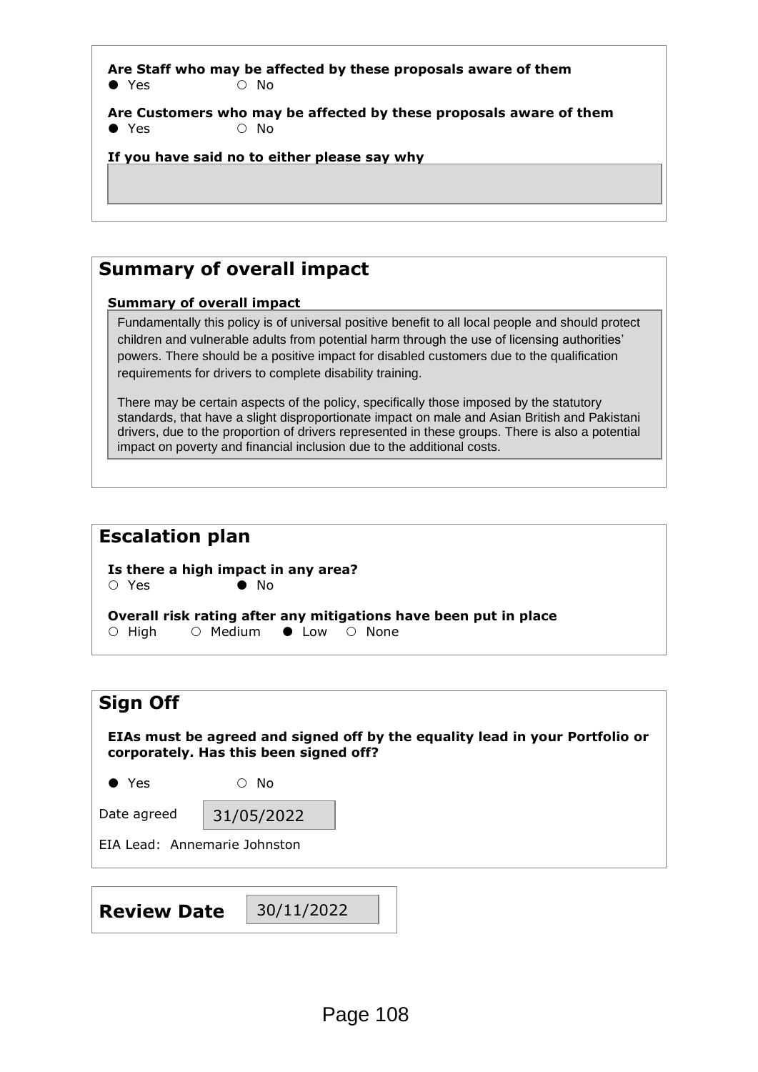**Are Staff who may be affected by these proposals aware of them**

● Yes ○ No

**Are Customers who may be affected by these proposals aware of them**

● Yes ○ No

**If you have said no to either please say why**

## Summary of overall impact

**Summary of overall impact**

Fundamentally this policy is of universal positive benefit to all local people and should protect children and vulnerable adults from potential harm through the use of licensing authorities' powers. There should be a positive impact for disabled customers due to the qualification requirements for drivers to complete disability training.

There may be certain aspects of the policy, specifically those imposed by the statutory standards, that have a slight disproportionate impact on male and Asian British and Pakistani drivers, due to the proportion of drivers represented in these groups. There is also a potential impact on poverty and financial inclusion due to the additional costs.

## Escalation plan

**Is there a high impact in any area?**

○ Yes ● No

**Overall risk rating after any mitigations have been put in place**

○ High ○ Medium ● Low ○ None

## Sign Off

**EIAs must be agreed and signed off by the equality lead in your Portfolio or corporately. Has this been signed off?**

● Yes ○ No

Date agreed 31/05/2022

EIA Lead: Annemarie Johnston

**Review Date** 30/11/2022